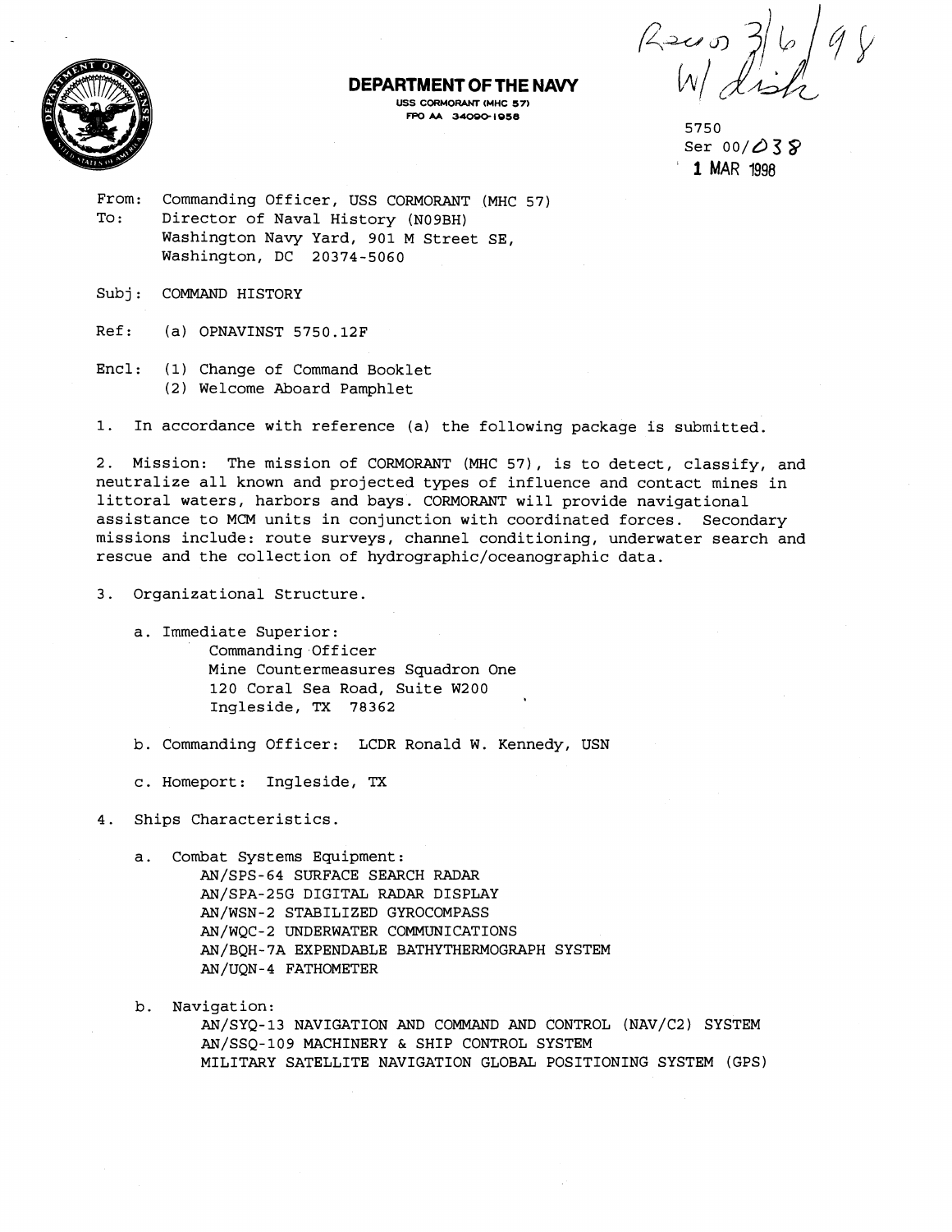Recd 3/6/98
W/ disk

**DEPARTMENT OF THE NAVY**

USS CORMORANT (MHC 57)
FPO AA 34090-1958

5750
Ser 00/038
1 MAR 1998

From: Commanding Officer, USS CORMORANT (MHC 57)
To: Director of Naval History (N09BH)
Washington Navy Yard, 901 M Street SE,
Washington, DC 20374-5060

Subj: COMMAND HISTORY

Ref: (a) OPNAVINST 5750.12F

Encl: (1) Change of Command Booklet
(2) Welcome Aboard Pamphlet

1. In accordance with reference (a) the following package is submitted.

2. Mission: The mission of CORMORANT (MHC 57), is to detect, classify, and neutralize all known and projected types of influence and contact mines in littoral waters, harbors and bays. CORMORANT will provide navigational assistance to MCM units in conjunction with coordinated forces. Secondary missions include: route surveys, channel conditioning, underwater search and rescue and the collection of hydrographic/oceanographic data.

3. Organizational Structure.

   a. Immediate Superior:
      Commanding Officer
      Mine Countermeasures Squadron One
      120 Coral Sea Road, Suite W200
      Ingleside, TX 78362

   b. Commanding Officer: LCDR Ronald W. Kennedy, USN

   c. Homeport: Ingleside, TX

4. Ships Characteristics.

   a. Combat Systems Equipment:
      AN/SPS-64 SURFACE SEARCH RADAR
      AN/SPA-25G DIGITAL RADAR DISPLAY
      AN/WSN-2 STABILIZED GYROCOMPASS
      AN/WQC-2 UNDERWATER COMMUNICATIONS
      AN/BQH-7A EXPENDABLE BATHYTHERMOGRAPH SYSTEM
      AN/UQN-4 FATHOMETER

   b. Navigation:
      AN/SYQ-13 NAVIGATION AND COMMAND AND CONTROL (NAV/C2) SYSTEM
      AN/SSQ-109 MACHINERY & SHIP CONTROL SYSTEM
      MILITARY SATELLITE NAVIGATION GLOBAL POSITIONING SYSTEM (GPS)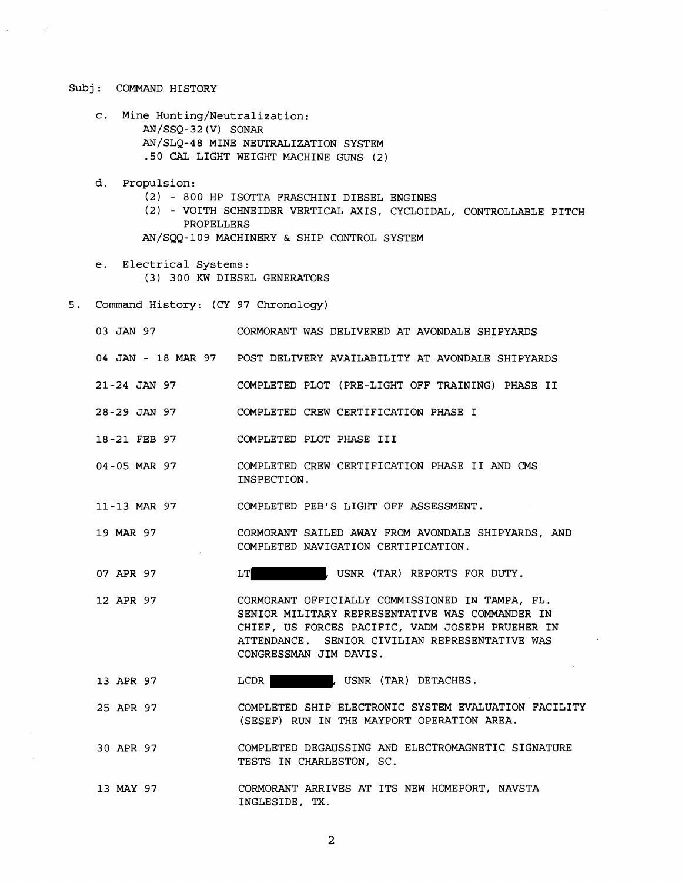Subj: COMMAND HISTORY

c. Mine Hunting/Neutralization:
   AN/SSQ-32(V) SONAR
   AN/SLQ-48 MINE NEUTRALIZATION SYSTEM
   .50 CAL LIGHT WEIGHT MACHINE GUNS (2)

d. Propulsion:
   (2) - 800 HP ISOTTA FRASCHINI DIESEL ENGINES
   (2) - VOITH SCHNEIDER VERTICAL AXIS, CYCLOIDAL, CONTROLLABLE PITCH PROPELLERS
   AN/SQQ-109 MACHINERY & SHIP CONTROL SYSTEM

e. Electrical Systems:
   (3) 300 KW DIESEL GENERATORS

5. Command History: (CY 97 Chronology)

| | |
|---|---|
| 03 JAN 97 | CORMORANT WAS DELIVERED AT AVONDALE SHIPYARDS |
| 04 JAN - 18 MAR 97 | POST DELIVERY AVAILABILITY AT AVONDALE SHIPYARDS |
| 21-24 JAN 97 | COMPLETED PLOT (PRE-LIGHT OFF TRAINING) PHASE II |
| 28-29 JAN 97 | COMPLETED CREW CERTIFICATION PHASE I |
| 18-21 FEB 97 | COMPLETED PLOT PHASE III |
| 04-05 MAR 97 | COMPLETED CREW CERTIFICATION PHASE II AND CMS INSPECTION. |
| 11-13 MAR 97 | COMPLETED PEB'S LIGHT OFF ASSESSMENT. |
| 19 MAR 97 | CORMORANT SAILED AWAY FROM AVONDALE SHIPYARDS, AND COMPLETED NAVIGATION CERTIFICATION. |
| 07 APR 97 | LT [REDACTED], USNR (TAR) REPORTS FOR DUTY. |
| 12 APR 97 | CORMORANT OFFICIALLY COMMISSIONED IN TAMPA, FL. SENIOR MILITARY REPRESENTATIVE WAS COMMANDER IN CHIEF, US FORCES PACIFIC, VADM JOSEPH PRUEHER IN ATTENDANCE. SENIOR CIVILIAN REPRESENTATIVE WAS CONGRESSMAN JIM DAVIS. |
| 13 APR 97 | LCDR [REDACTED], USNR (TAR) DETACHES. |
| 25 APR 97 | COMPLETED SHIP ELECTRONIC SYSTEM EVALUATION FACILITY (SESEF) RUN IN THE MAYPORT OPERATION AREA. |
| 30 APR 97 | COMPLETED DEGAUSSING AND ELECTROMAGNETIC SIGNATURE TESTS IN CHARLESTON, SC. |
| 13 MAY 97 | CORMORANT ARRIVES AT ITS NEW HOMEPORT, NAVSTA INGLESIDE, TX. |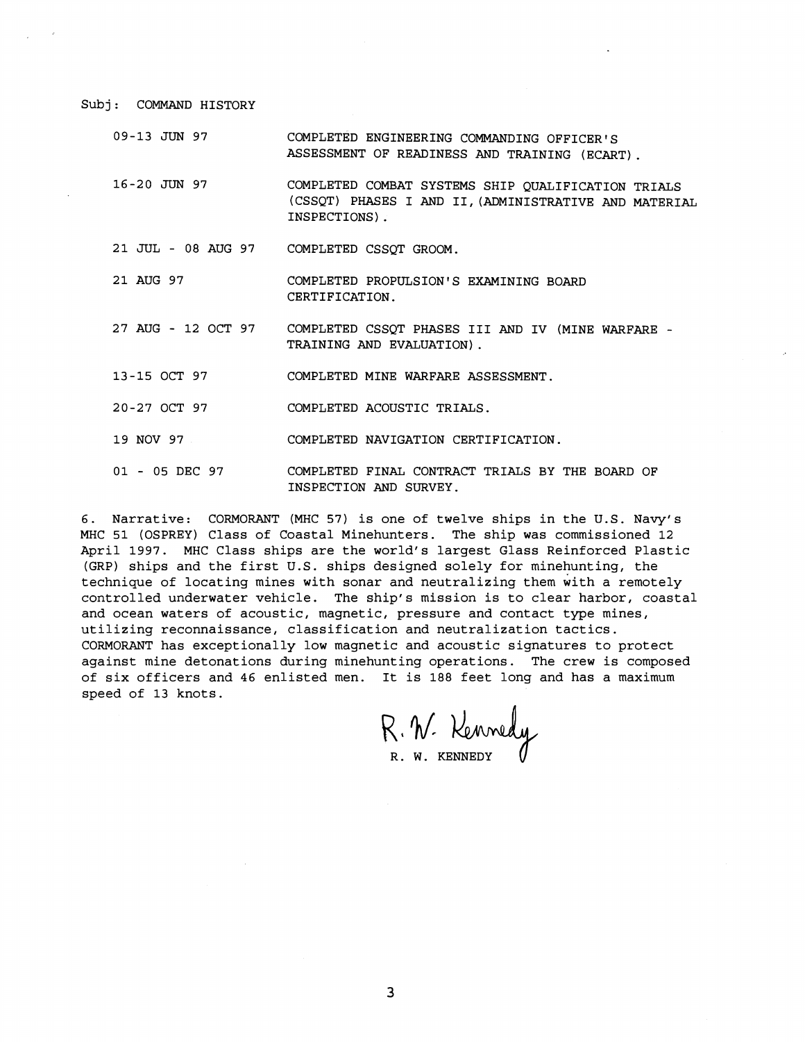Subj: COMMAND HISTORY

| | |
|---|---|
| 09-13 JUN 97 | COMPLETED ENGINEERING COMMANDING OFFICER'S ASSESSMENT OF READINESS AND TRAINING (ECART). |
| 16-20 JUN 97 | COMPLETED COMBAT SYSTEMS SHIP QUALIFICATION TRIALS (CSSQT) PHASES I AND II, (ADMINISTRATIVE AND MATERIAL INSPECTIONS). |
| 21 JUL - 08 AUG 97 | COMPLETED CSSQT GROOM. |
| 21 AUG 97 | COMPLETED PROPULSION'S EXAMINING BOARD CERTIFICATION. |
| 27 AUG - 12 OCT 97 | COMPLETED CSSQT PHASES III AND IV (MINE WARFARE - TRAINING AND EVALUATION). |
| 13-15 OCT 97 | COMPLETED MINE WARFARE ASSESSMENT. |
| 20-27 OCT 97 | COMPLETED ACOUSTIC TRIALS. |
| 19 NOV 97 | COMPLETED NAVIGATION CERTIFICATION. |
| 01 - 05 DEC 97 | COMPLETED FINAL CONTRACT TRIALS BY THE BOARD OF INSPECTION AND SURVEY. |

6. Narrative: CORMORANT (MHC 57) is one of twelve ships in the U.S. Navy's MHC 51 (OSPREY) Class of Coastal Minehunters. The ship was commissioned 12 April 1997. MHC Class ships are the world's largest Glass Reinforced Plastic (GRP) ships and the first U.S. ships designed solely for minehunting, the technique of locating mines with sonar and neutralizing them with a remotely controlled underwater vehicle. The ship's mission is to clear harbor, coastal and ocean waters of acoustic, magnetic, pressure and contact type mines, utilizing reconnaissance, classification and neutralization tactics. CORMORANT has exceptionally low magnetic and acoustic signatures to protect against mine detonations during minehunting operations. The crew is composed of six officers and 46 enlisted men. It is 188 feet long and has a maximum speed of 13 knots.

R. W. Kennedy

R. W. KENNEDY